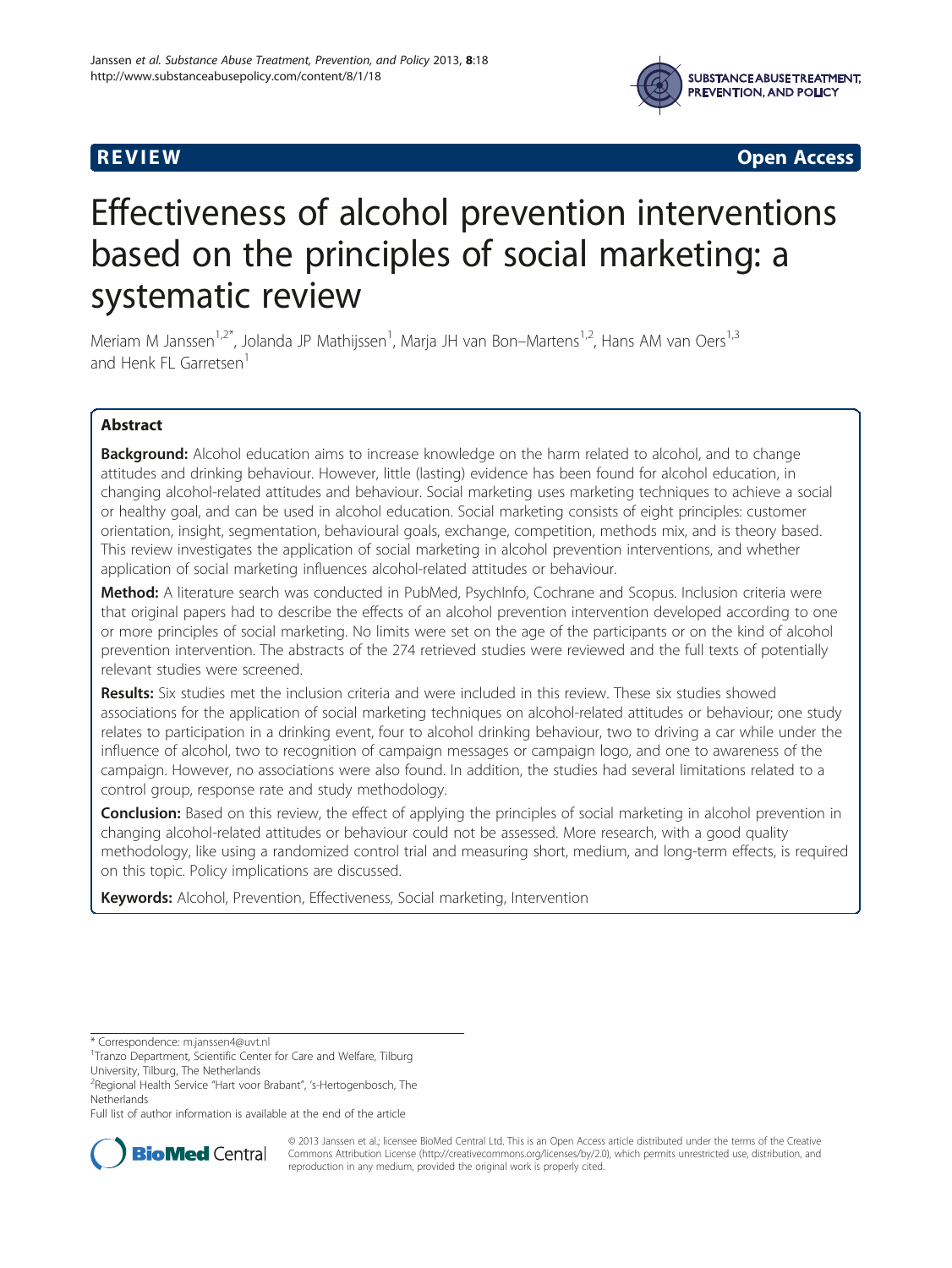REVIEW **Open Access**

# Effectiveness of alcohol prevention interventions based on the principles of social marketing: a systematic review

Meriam M Janssen[1,2*], Jolanda JP Mathijssen[1], Marja JH van Bon–Martens[1,2], Hans AM van Oers[1,3] and Henk FL Garretsen[1]

## Abstract

**Background:** Alcohol education aims to increase knowledge on the harm related to alcohol, and to change attitudes and drinking behaviour. However, little (lasting) evidence has been found for alcohol education, in changing alcohol-related attitudes and behaviour. Social marketing uses marketing techniques to achieve a social or healthy goal, and can be used in alcohol education. Social marketing consists of eight principles: customer orientation, insight, segmentation, behavioural goals, exchange, competition, methods mix, and is theory based. This review investigates the application of social marketing in alcohol prevention interventions, and whether application of social marketing influences alcohol-related attitudes or behaviour.

**Method:** A literature search was conducted in PubMed, PsychInfo, Cochrane and Scopus. Inclusion criteria were that original papers had to describe the effects of an alcohol prevention intervention developed according to one or more principles of social marketing. No limits were set on the age of the participants or on the kind of alcohol prevention intervention. The abstracts of the 274 retrieved studies were reviewed and the full texts of potentially relevant studies were screened.

**Results:** Six studies met the inclusion criteria and were included in this review. These six studies showed associations for the application of social marketing techniques on alcohol-related attitudes or behaviour; one study relates to participation in a drinking event, four to alcohol drinking behaviour, two to driving a car while under the influence of alcohol, two to recognition of campaign messages or campaign logo, and one to awareness of the campaign. However, no associations were also found. In addition, the studies had several limitations related to a control group, response rate and study methodology.

**Conclusion:** Based on this review, the effect of applying the principles of social marketing in alcohol prevention in changing alcohol-related attitudes or behaviour could not be assessed. More research, with a good quality methodology, like using a randomized control trial and measuring short, medium, and long-term effects, is required on this topic. Policy implications are discussed.

**Keywords:** Alcohol, Prevention, Effectiveness, Social marketing, Intervention

---

* Correspondence: m.janssen4@uvt.nl
[1]Tranzo Department, Scientific Center for Care and Welfare, Tilburg University, Tilburg, The Netherlands
[2]Regional Health Service "Hart voor Brabant", 's-Hertogenbosch, The Netherlands
Full list of author information is available at the end of the article

© 2013 Janssen et al.; licensee BioMed Central Ltd. This is an Open Access article distributed under the terms of the Creative Commons Attribution License (http://creativecommons.org/licenses/by/2.0), which permits unrestricted use, distribution, and reproduction in any medium, provided the original work is properly cited.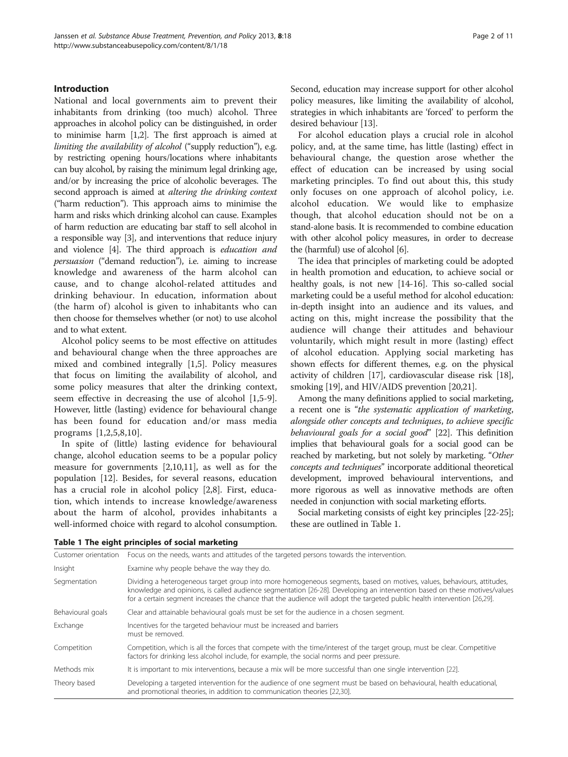## Introduction

National and local governments aim to prevent their inhabitants from drinking (too much) alcohol. Three approaches in alcohol policy can be distinguished, in order to minimise harm [1,2]. The first approach is aimed at *limiting the availability of alcohol* ("supply reduction"), e.g. by restricting opening hours/locations where inhabitants can buy alcohol, by raising the minimum legal drinking age, and/or by increasing the price of alcoholic beverages. The second approach is aimed at *altering the drinking context* ("harm reduction"). This approach aims to minimise the harm and risks which drinking alcohol can cause. Examples of harm reduction are educating bar staff to sell alcohol in a responsible way [3], and interventions that reduce injury and violence [4]. The third approach is *education and persuasion* ("demand reduction"), i.e. aiming to increase knowledge and awareness of the harm alcohol can cause, and to change alcohol-related attitudes and drinking behaviour. In education, information about (the harm of) alcohol is given to inhabitants who can then choose for themselves whether (or not) to use alcohol and to what extent.

Alcohol policy seems to be most effective on attitudes and behavioural change when the three approaches are mixed and combined integrally [1,5]. Policy measures that focus on limiting the availability of alcohol, and some policy measures that alter the drinking context, seem effective in decreasing the use of alcohol [1,5-9]. However, little (lasting) evidence for behavioural change has been found for education and/or mass media programs [1,2,5,8,10].

In spite of (little) lasting evidence for behavioural change, alcohol education seems to be a popular policy measure for governments [2,10,11], as well as for the population [12]. Besides, for several reasons, education has a crucial role in alcohol policy [2,8]. First, education, which intends to increase knowledge/awareness about the harm of alcohol, provides inhabitants a well-informed choice with regard to alcohol consumption. Second, education may increase support for other alcohol policy measures, like limiting the availability of alcohol, strategies in which inhabitants are 'forced' to perform the desired behaviour [13].

For alcohol education plays a crucial role in alcohol policy, and, at the same time, has little (lasting) effect in behavioural change, the question arose whether the effect of education can be increased by using social marketing principles. To find out about this, this study only focuses on one approach of alcohol policy, i.e. alcohol education. We would like to emphasize though, that alcohol education should not be on a stand-alone basis. It is recommended to combine education with other alcohol policy measures, in order to decrease the (harmful) use of alcohol [6].

The idea that principles of marketing could be adopted in health promotion and education, to achieve social or healthy goals, is not new [14-16]. This so-called social marketing could be a useful method for alcohol education: in-depth insight into an audience and its values, and acting on this, might increase the possibility that the audience will change their attitudes and behaviour voluntarily, which might result in more (lasting) effect of alcohol education. Applying social marketing has shown effects for different themes, e.g. on the physical activity of children [17], cardiovascular disease risk [18], smoking [19], and HIV/AIDS prevention [20,21].

Among the many definitions applied to social marketing, a recent one is "*the systematic application of marketing, alongside other concepts and techniques, to achieve specific behavioural goals for a social good*" [22]. This definition implies that behavioural goals for a social good can be reached by marketing, but not solely by marketing. "*Other concepts and techniques*" incorporate additional theoretical development, improved behavioural interventions, and more rigorous as well as innovative methods are often needed in conjunction with social marketing efforts.

Social marketing consists of eight key principles [22-25]; these are outlined in Table 1.

**Table 1 The eight principles of social marketing**

| | |
|---|---|
| Customer orientation | Focus on the needs, wants and attitudes of the targeted persons towards the intervention. |
| Insight | Examine why people behave the way they do. |
| Segmentation | Dividing a heterogeneous target group into more homogeneous segments, based on motives, values, behaviours, attitudes, knowledge and opinions, is called audience segmentation [26-28]. Developing an intervention based on these motives/values for a certain segment increases the chance that the audience will adopt the targeted public health intervention [26,29]. |
| Behavioural goals | Clear and attainable behavioural goals must be set for the audience in a chosen segment. |
| Exchange | Incentives for the targeted behaviour must be increased and barriers must be removed. |
| Competition | Competition, which is all the forces that compete with the time/interest of the target group, must be clear. Competitive factors for drinking less alcohol include, for example, the social norms and peer pressure. |
| Methods mix | It is important to mix interventions, because a mix will be more successful than one single intervention [22]. |
| Theory based | Developing a targeted intervention for the audience of one segment must be based on behavioural, health educational, and promotional theories, in addition to communication theories [22,30]. |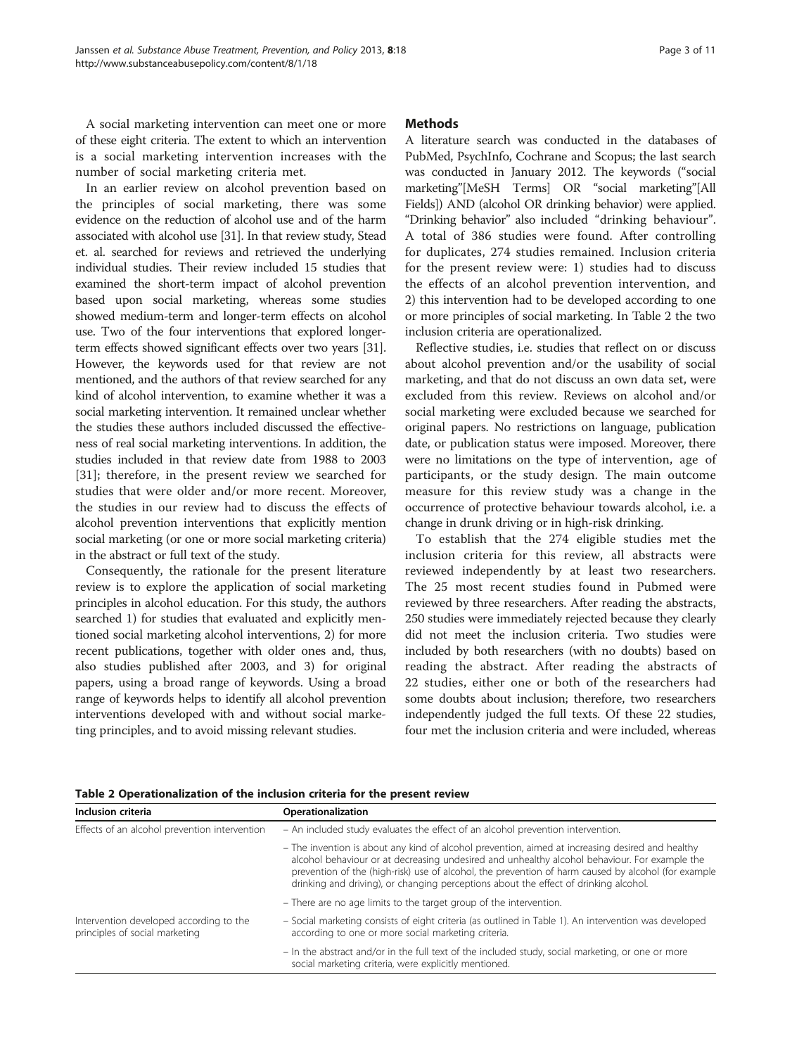A social marketing intervention can meet one or more of these eight criteria. The extent to which an intervention is a social marketing intervention increases with the number of social marketing criteria met.

In an earlier review on alcohol prevention based on the principles of social marketing, there was some evidence on the reduction of alcohol use and of the harm associated with alcohol use [31]. In that review study, Stead et. al. searched for reviews and retrieved the underlying individual studies. Their review included 15 studies that examined the short-term impact of alcohol prevention based upon social marketing, whereas some studies showed medium-term and longer-term effects on alcohol use. Two of the four interventions that explored longer-term effects showed significant effects over two years [31]. However, the keywords used for that review are not mentioned, and the authors of that review searched for any kind of alcohol intervention, to examine whether it was a social marketing intervention. It remained unclear whether the studies these authors included discussed the effectiveness of real social marketing interventions. In addition, the studies included in that review date from 1988 to 2003 [31]; therefore, in the present review we searched for studies that were older and/or more recent. Moreover, the studies in our review had to discuss the effects of alcohol prevention interventions that explicitly mention social marketing (or one or more social marketing criteria) in the abstract or full text of the study.

Consequently, the rationale for the present literature review is to explore the application of social marketing principles in alcohol education. For this study, the authors searched 1) for studies that evaluated and explicitly mentioned social marketing alcohol interventions, 2) for more recent publications, together with older ones and, thus, also studies published after 2003, and 3) for original papers, using a broad range of keywords. Using a broad range of keywords helps to identify all alcohol prevention interventions developed with and without social marketing principles, and to avoid missing relevant studies.

## Methods

A literature search was conducted in the databases of PubMed, PsychInfo, Cochrane and Scopus; the last search was conducted in January 2012. The keywords ("social marketing"[MeSH Terms] OR "social marketing"[All Fields]) AND (alcohol OR drinking behavior) were applied. "Drinking behavior" also included "drinking behaviour". A total of 386 studies were found. After controlling for duplicates, 274 studies remained. Inclusion criteria for the present review were: 1) studies had to discuss the effects of an alcohol prevention intervention, and 2) this intervention had to be developed according to one or more principles of social marketing. In Table 2 the two inclusion criteria are operationalized.

Reflective studies, i.e. studies that reflect on or discuss about alcohol prevention and/or the usability of social marketing, and that do not discuss an own data set, were excluded from this review. Reviews on alcohol and/or social marketing were excluded because we searched for original papers. No restrictions on language, publication date, or publication status were imposed. Moreover, there were no limitations on the type of intervention, age of participants, or the study design. The main outcome measure for this review study was a change in the occurrence of protective behaviour towards alcohol, i.e. a change in drunk driving or in high-risk drinking.

To establish that the 274 eligible studies met the inclusion criteria for this review, all abstracts were reviewed independently by at least two researchers. The 25 most recent studies found in Pubmed were reviewed by three researchers. After reading the abstracts, 250 studies were immediately rejected because they clearly did not meet the inclusion criteria. Two studies were included by both researchers (with no doubts) based on reading the abstract. After reading the abstracts of 22 studies, either one or both of the researchers had some doubts about inclusion; therefore, two researchers independently judged the full texts. Of these 22 studies, four met the inclusion criteria and were included, whereas

**Table 2 Operationalization of the inclusion criteria for the present review**

| Inclusion criteria | Operationalization |
|---|---|
| Effects of an alcohol prevention intervention | – An included study evaluates the effect of an alcohol prevention intervention. |
| | – The invention is about any kind of alcohol prevention, aimed at increasing desired and healthy alcohol behaviour or at decreasing undesired and unhealthy alcohol behaviour. For example the prevention of the (high-risk) use of alcohol, the prevention of harm caused by alcohol (for example drinking and driving), or changing perceptions about the effect of drinking alcohol. |
| | – There are no age limits to the target group of the intervention. |
| Intervention developed according to the principles of social marketing | – Social marketing consists of eight criteria (as outlined in Table 1). An intervention was developed according to one or more social marketing criteria. |
| | – In the abstract and/or in the full text of the included study, social marketing, or one or more social marketing criteria, were explicitly mentioned. |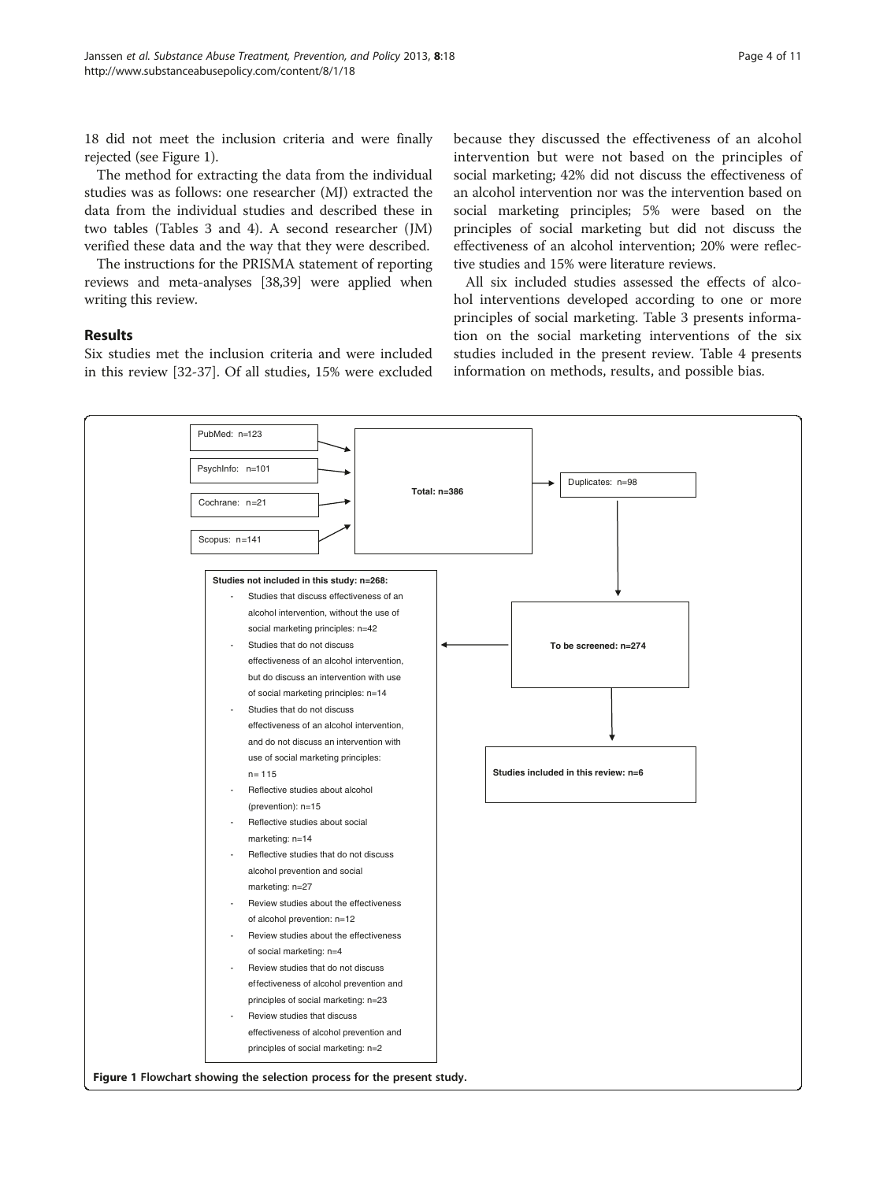18 did not meet the inclusion criteria and were finally rejected (see Figure 1).

The method for extracting the data from the individual studies was as follows: one researcher (MJ) extracted the data from the individual studies and described these in two tables (Tables 3 and 4). A second researcher (JM) verified these data and the way that they were described.

The instructions for the PRISMA statement of reporting reviews and meta-analyses [38,39] were applied when writing this review.

## Results

Six studies met the inclusion criteria and were included in this review [32-37]. Of all studies, 15% were excluded because they discussed the effectiveness of an alcohol intervention but were not based on the principles of social marketing; 42% did not discuss the effectiveness of an alcohol intervention nor was the intervention based on social marketing principles; 5% were based on the principles of social marketing but did not discuss the effectiveness of an alcohol intervention; 20% were reflective studies and 15% were literature reviews.

All six included studies assessed the effects of alcohol interventions developed according to one or more principles of social marketing. Table 3 presents information on the social marketing interventions of the six studies included in the present review. Table 4 presents information on methods, results, and possible bias.

PubMed: n=123

PsychInfo: n=101

Cochrane: n=21

Scopus: n=141

**Total: n=386**

Duplicates: n=98

**To be screened: n=274**

**Studies included in this review: n=6**

**Studies not included in this study: n=268:**

- Studies that discuss effectiveness of an alcohol intervention, without the use of social marketing principles: n=42
- Studies that do not discuss effectiveness of an alcohol intervention, but do discuss an intervention with use of social marketing principles: n=14
- Studies that do not discuss effectiveness of an alcohol intervention, and do not discuss an intervention with use of social marketing principles: n= 115
- Reflective studies about alcohol (prevention): n=15
- Reflective studies about social marketing: n=14
- Reflective studies that do not discuss alcohol prevention and social marketing: n=27
- Review studies about the effectiveness of alcohol prevention: n=12
- Review studies about the effectiveness of social marketing: n=4
- Review studies that do not discuss effectiveness of alcohol prevention and principles of social marketing: n=23
- Review studies that discuss effectiveness of alcohol prevention and principles of social marketing: n=2

**Figure 1 Flowchart showing the selection process for the present study.**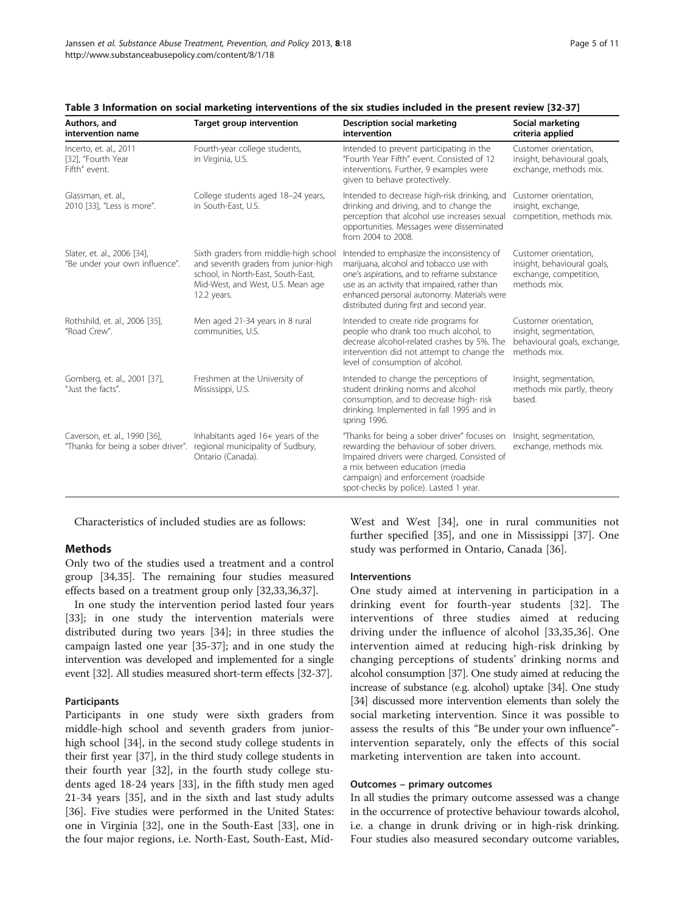**Table 3 Information on social marketing interventions of the six studies included in the present review [32-37]**

| Authors, and intervention name | Target group intervention | Description social marketing intervention | Social marketing criteria applied |
|---|---|---|---|
| Incerto, et. al., 2011 [32], "Fourth Year Fifth" event. | Fourth-year college students, in Virginia, U.S. | Intended to prevent participating in the "Fourth Year Fifth" event. Consisted of 12 interventions. Further, 9 examples were given to behave protectively. | Customer orientation, insight, behavioural goals, exchange, methods mix. |
| Glassman, et. al., 2010 [33], "Less is more". | College students aged 18–24 years, in South-East, U.S. | Intended to decrease high-risk drinking, and drinking and driving, and to change the perception that alcohol use increases sexual opportunities. Messages were disseminated from 2004 to 2008. | Customer orientation, insight, exchange, competition, methods mix. |
| Slater, et. al., 2006 [34], "Be under your own influence". | Sixth graders from middle-high school and seventh graders from junior-high school, in North-East, South-East, Mid-West, and West, U.S. Mean age 12.2 years. | Intended to emphasize the inconsistency of marijuana, alcohol and tobacco use with one's aspirations, and to reframe substance use as an activity that impaired, rather than enhanced personal autonomy. Materials were distributed during first and second year. | Customer orientation, insight, behavioural goals, exchange, competition, methods mix. |
| Rothshild, et. al., 2006 [35], "Road Crew". | Men aged 21-34 years in 8 rural communities, U.S. | Intended to create ride programs for people who drank too much alcohol, to decrease alcohol-related crashes by 5%. The intervention did not attempt to change the level of consumption of alcohol. | Customer orientation, insight, segmentation, behavioural goals, exchange, methods mix. |
| Gomberg, et. al., 2001 [37], "Just the facts". | Freshmen at the University of Mississippi, U.S. | Intended to change the perceptions of student drinking norms and alcohol consumption, and to decrease high- risk drinking. Implemented in fall 1995 and in spring 1996. | Insight, segmentation, methods mix partly, theory based. |
| Caverson, et. al., 1990 [36], "Thanks for being a sober driver". | Inhabitants aged 16+ years of the regional municipality of Sudbury, Ontario (Canada). | "Thanks for being a sober driver" focuses on rewarding the behaviour of sober drivers. Impaired drivers were charged. Consisted of a mix between education (media campaign) and enforcement (roadside spot-checks by police). Lasted 1 year. | Insight, segmentation, exchange, methods mix. |

Characteristics of included studies are as follows:

## Methods

Only two of the studies used a treatment and a control group [34,35]. The remaining four studies measured effects based on a treatment group only [32,33,36,37].

In one study the intervention period lasted four years [33]; in one study the intervention materials were distributed during two years [34]; in three studies the campaign lasted one year [35-37]; and in one study the intervention was developed and implemented for a single event [32]. All studies measured short-term effects [32-37].

### Participants

Participants in one study were sixth graders from middle-high school and seventh graders from junior-high school [34], in the second study college students in their first year [37], in the third study college students in their fourth year [32], in the fourth study college students aged 18-24 years [33], in the fifth study men aged 21-34 years [35], and in the sixth and last study adults [36]. Five studies were performed in the United States: one in Virginia [32], one in the South-East [33], one in the four major regions, i.e. North-East, South-East, Mid-West and West [34], one in rural communities not further specified [35], and one in Mississippi [37]. One study was performed in Ontario, Canada [36].

### Interventions

One study aimed at intervening in participation in a drinking event for fourth-year students [32]. The interventions of three studies aimed at reducing driving under the influence of alcohol [33,35,36]. One intervention aimed at reducing high-risk drinking by changing perceptions of students' drinking norms and alcohol consumption [37]. One study aimed at reducing the increase of substance (e.g. alcohol) uptake [34]. One study [34] discussed more intervention elements than solely the social marketing intervention. Since it was possible to assess the results of this "Be under your own influence"-intervention separately, only the effects of this social marketing intervention are taken into account.

### Outcomes – primary outcomes

In all studies the primary outcome assessed was a change in the occurrence of protective behaviour towards alcohol, i.e. a change in drunk driving or in high-risk drinking. Four studies also measured secondary outcome variables,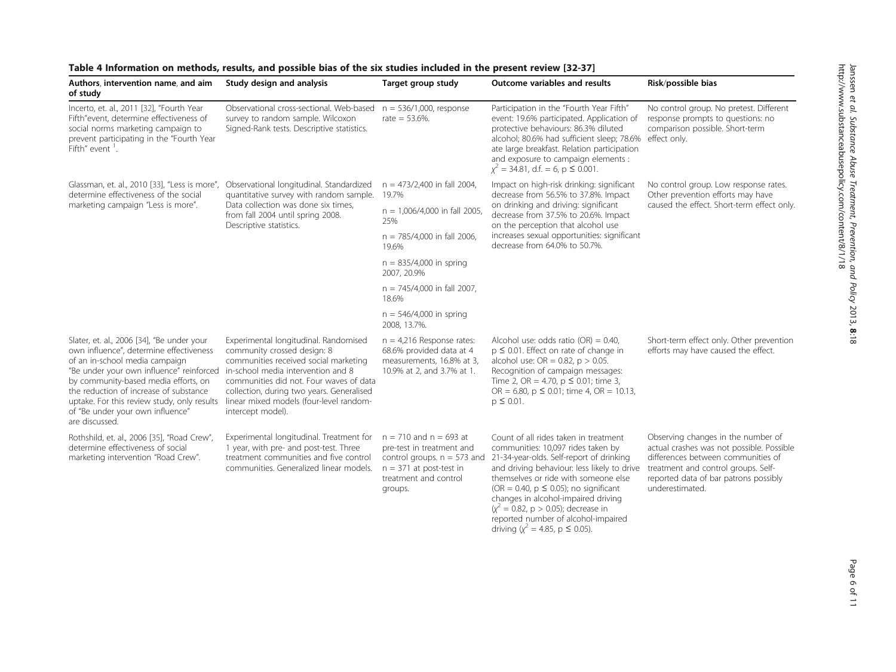**Table 4 Information on methods, results, and possible bias of the six studies included in the present review [32-37]**

| Authors, intervention name, and aim of study | Study design and analysis | Target group study | Outcome variables and results | Risk/possible bias |
|---|---|---|---|---|
| Incerto, et. al., 2011 [32], "Fourth Year Fifth" event, determine effectiveness of social norms marketing campaign to prevent participating in the "Fourth Year Fifth" event [1]. | Observational cross-sectional. Web-based survey to random sample. Wilcoxon Signed-Rank tests. Descriptive statistics. | n = 536/1,000, response rate = 53.6%. | Participation in the "Fourth Year Fifth" event: 19.6% participated. Application of protective behaviours: 86.3% diluted alcohol; 80.6% had sufficient sleep; 78.6% ate large breakfast. Relation participation and exposure to campaign elements : $\chi^2$ = 34.81, d.f. = 6, p ≤ 0.001. | No control group. No pretest. Different response prompts to questions: no comparison possible. Short-term effect only. |
| Glassman, et. al., 2010 [33], "Less is more", determine effectiveness of the social marketing campaign "Less is more". | Observational longitudinal. Standardized quantitative survey with random sample. Data collection was done six times, from fall 2004 until spring 2008. Descriptive statistics. | n = 473/2,400 in fall 2004, 19.7%<br>n = 1,006/4,000 in fall 2005, 25%<br>n = 785/4,000 in fall 2006, 19.6%<br>n = 835/4,000 in spring 2007, 20.9%<br>n = 745/4,000 in fall 2007, 18.6%<br>n = 546/4,000 in spring 2008, 13.7%. | Impact on high-risk drinking: significant decrease from 56.5% to 37.8%. Impact on drinking and driving: significant decrease from 37.5% to 20.6%. Impact on the perception that alcohol use increases sexual opportunities: significant decrease from 64.0% to 50.7%. | No control group. Low response rates. Other prevention efforts may have caused the effect. Short-term effect only. |
| Slater, et. al., 2006 [34], "Be under your own influence", determine effectiveness of an in-school media campaign "Be under your own influence" reinforced by community-based media efforts, on the reduction of increase of substance uptake. For this review study, only results of "Be under your own influence" are discussed. | Experimental longitudinal. Randomised community crossed design: 8 communities received social marketing in-school media intervention and 8 communities did not. Four waves of data collection, during two years. Generalised linear mixed models (four-level random-intercept model). | n = 4,216 Response rates: 68.6% provided data at 4 measurements, 16.8% at 3, 10.9% at 2, and 3.7% at 1. | Alcohol use: odds ratio (OR) = 0.40, p ≤ 0.01. Effect on rate of change in alcohol use: OR = 0.82, p > 0.05. Recognition of campaign messages: Time 2, OR = 4.70, p ≤ 0.01; time 3, OR = 6.80, p ≤ 0.01; time 4, OR = 10.13, p ≤ 0.01. | Short-term effect only. Other prevention efforts may have caused the effect. |
| Rothshild, et. al., 2006 [35], "Road Crew", determine effectiveness of social marketing intervention "Road Crew". | Experimental longitudinal. Treatment for 1 year, with pre- and post-test. Three treatment communities and five control communities. Generalized linear models. | n = 710 and n = 693 at pre-test in treatment and control groups. n = 573 and n = 371 at post-test in treatment and control groups. | Count of all rides taken in treatment communities: 10,097 rides taken by 21-34-year-olds. Self-report of drinking and driving behaviour: less likely to drive themselves or ride with someone else (OR = 0.40, p ≤ 0.05); no significant changes in alcohol-impaired driving ($\chi^2$ = 0.82, p > 0.05); decrease in reported number of alcohol-impaired driving ($\chi^2$ = 4.85, p ≤ 0.05). | Observing changes in the number of actual crashes was not possible. Possible differences between communities of treatment and control groups. Self-reported data of bar patrons possibly underestimated. |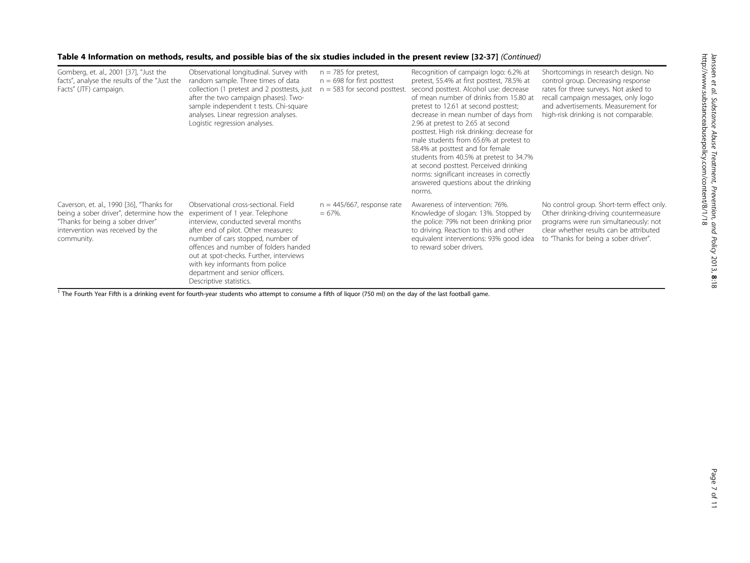**Table 4 Information on methods, results, and possible bias of the six studies included in the present review [32-37]** *(Continued)*

| | | | | |
|---|---|---|---|---|
| Gomberg, et. al., 2001 [37], "Just the facts", analyse the results of the "Just the Facts" (JTF) campaign. | Observational longitudinal. Survey with random sample. Three times of data collection (1 pretest and 2 posttests, just after the two campaign phases). Two-sample independent t tests. Chi-square analyses. Linear regression analyses. Logistic regression analyses. | n = 785 for pretest, n = 698 for first posttest n = 583 for second posttest. | Recognition of campaign logo: 6.2% at pretest, 55.4% at first posttest, 78.5% at second posttest. Alcohol use: decrease of mean number of drinks from 15.80 at pretest to 12.61 at second posttest; decrease in mean number of days from 2.96 at pretest to 2.65 at second posttest. High risk drinking: decrease for male students from 65.6% at pretest to 58.4% at posttest and for female students from 40.5% at pretest to 34.7% at second posttest. Perceived drinking norms: significant increases in correctly answered questions about the drinking norms. | Shortcomings in research design. No control group. Decreasing response rates for three surveys. Not asked to recall campaign messages, only logo and advertisements. Measurement for high-risk drinking is not comparable. |
| Caverson, et. al., 1990 [36], "Thanks for being a sober driver", determine how the "Thanks for being a sober driver" intervention was received by the community. | Observational cross-sectional. Field experiment of 1 year. Telephone interview, conducted several months after end of pilot. Other measures: number of cars stopped, number of offences and number of folders handed out at spot-checks. Further, interviews with key informants from police department and senior officers. Descriptive statistics. | n = 445/667, response rate = 67%. | Awareness of intervention: 76%. Knowledge of slogan: 13%. Stopped by the police: 79% not been drinking prior to driving. Reaction to this and other equivalent interventions: 93% good idea to reward sober drivers. | No control group. Short-term effect only. Other drinking-driving countermeasure programs were run simultaneously: not clear whether results can be attributed to "Thanks for being a sober driver". |

[1] The Fourth Year Fifth is a drinking event for fourth-year students who attempt to consume a fifth of liquor (750 ml) on the day of the last football game.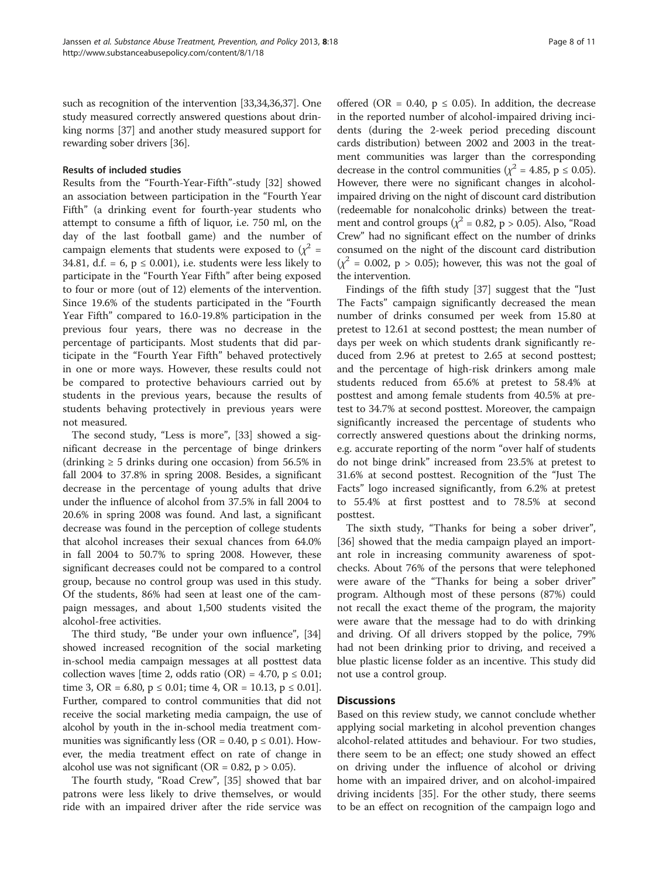such as recognition of the intervention [33,34,36,37]. One study measured correctly answered questions about drinking norms [37] and another study measured support for rewarding sober drivers [36].

#### Results of included studies

Results from the "Fourth-Year-Fifth"-study [32] showed an association between participation in the "Fourth Year Fifth" (a drinking event for fourth-year students who attempt to consume a fifth of liquor, i.e. 750 ml, on the day of the last football game) and the number of campaign elements that students were exposed to ($\chi^2$ = 34.81, d.f. = 6, $p \leq 0.001$), i.e. students were less likely to participate in the "Fourth Year Fifth" after being exposed to four or more (out of 12) elements of the intervention. Since 19.6% of the students participated in the "Fourth Year Fifth" compared to 16.0-19.8% participation in the previous four years, there was no decrease in the percentage of participants. Most students that did participate in the "Fourth Year Fifth" behaved protectively in one or more ways. However, these results could not be compared to protective behaviours carried out by students in the previous years, because the results of students behaving protectively in previous years were not measured.

The second study, "Less is more", [33] showed a significant decrease in the percentage of binge drinkers (drinking ≥ 5 drinks during one occasion) from 56.5% in fall 2004 to 37.8% in spring 2008. Besides, a significant decrease in the percentage of young adults that drive under the influence of alcohol from 37.5% in fall 2004 to 20.6% in spring 2008 was found. And last, a significant decrease was found in the perception of college students that alcohol increases their sexual chances from 64.0% in fall 2004 to 50.7% to spring 2008. However, these significant decreases could not be compared to a control group, because no control group was used in this study. Of the students, 86% had seen at least one of the campaign messages, and about 1,500 students visited the alcohol-free activities.

The third study, "Be under your own influence", [34] showed increased recognition of the social marketing in-school media campaign messages at all posttest data collection waves [time 2, odds ratio (OR) = 4.70, $p \leq 0.01$; time 3, OR = 6.80, $p \leq 0.01$; time 4, OR = 10.13, $p \leq 0.01$]. Further, compared to control communities that did not receive the social marketing media campaign, the use of alcohol by youth in the in-school media treatment communities was significantly less (OR = 0.40, $p \leq 0.01$). However, the media treatment effect on rate of change in alcohol use was not significant (OR = 0.82, $p > 0.05$).

The fourth study, "Road Crew", [35] showed that bar patrons were less likely to drive themselves, or would ride with an impaired driver after the ride service was offered (OR = 0.40, $p \leq 0.05$). In addition, the decrease in the reported number of alcohol-impaired driving incidents (during the 2-week period preceding discount cards distribution) between 2002 and 2003 in the treatment communities was larger than the corresponding decrease in the control communities ($\chi^2$ = 4.85, $p \leq 0.05$). However, there were no significant changes in alcohol-impaired driving on the night of discount card distribution (redeemable for nonalcoholic drinks) between the treatment and control groups ($\chi^2$ = 0.82, $p > 0.05$). Also, "Road Crew" had no significant effect on the number of drinks consumed on the night of the discount card distribution ($\chi^2$ = 0.002, $p > 0.05$); however, this was not the goal of the intervention.

Findings of the fifth study [37] suggest that the "Just The Facts" campaign significantly decreased the mean number of drinks consumed per week from 15.80 at pretest to 12.61 at second posttest; the mean number of days per week on which students drank significantly reduced from 2.96 at pretest to 2.65 at second posttest; and the percentage of high-risk drinkers among male students reduced from 65.6% at pretest to 58.4% at posttest and among female students from 40.5% at pretest to 34.7% at second posttest. Moreover, the campaign significantly increased the percentage of students who correctly answered questions about the drinking norms, e.g. accurate reporting of the norm "over half of students do not binge drink" increased from 23.5% at pretest to 31.6% at second posttest. Recognition of the "Just The Facts" logo increased significantly, from 6.2% at pretest to 55.4% at first posttest and to 78.5% at second posttest.

The sixth study, "Thanks for being a sober driver", [36] showed that the media campaign played an important role in increasing community awareness of spot-checks. About 76% of the persons that were telephoned were aware of the "Thanks for being a sober driver" program. Although most of these persons (87%) could not recall the exact theme of the program, the majority were aware that the message had to do with drinking and driving. Of all drivers stopped by the police, 79% had not been drinking prior to driving, and received a blue plastic license folder as an incentive. This study did not use a control group.

### Discussions

Based on this review study, we cannot conclude whether applying social marketing in alcohol prevention changes alcohol-related attitudes and behaviour. For two studies, there seem to be an effect; one study showed an effect on driving under the influence of alcohol or driving home with an impaired driver, and on alcohol-impaired driving incidents [35]. For the other study, there seems to be an effect on recognition of the campaign logo and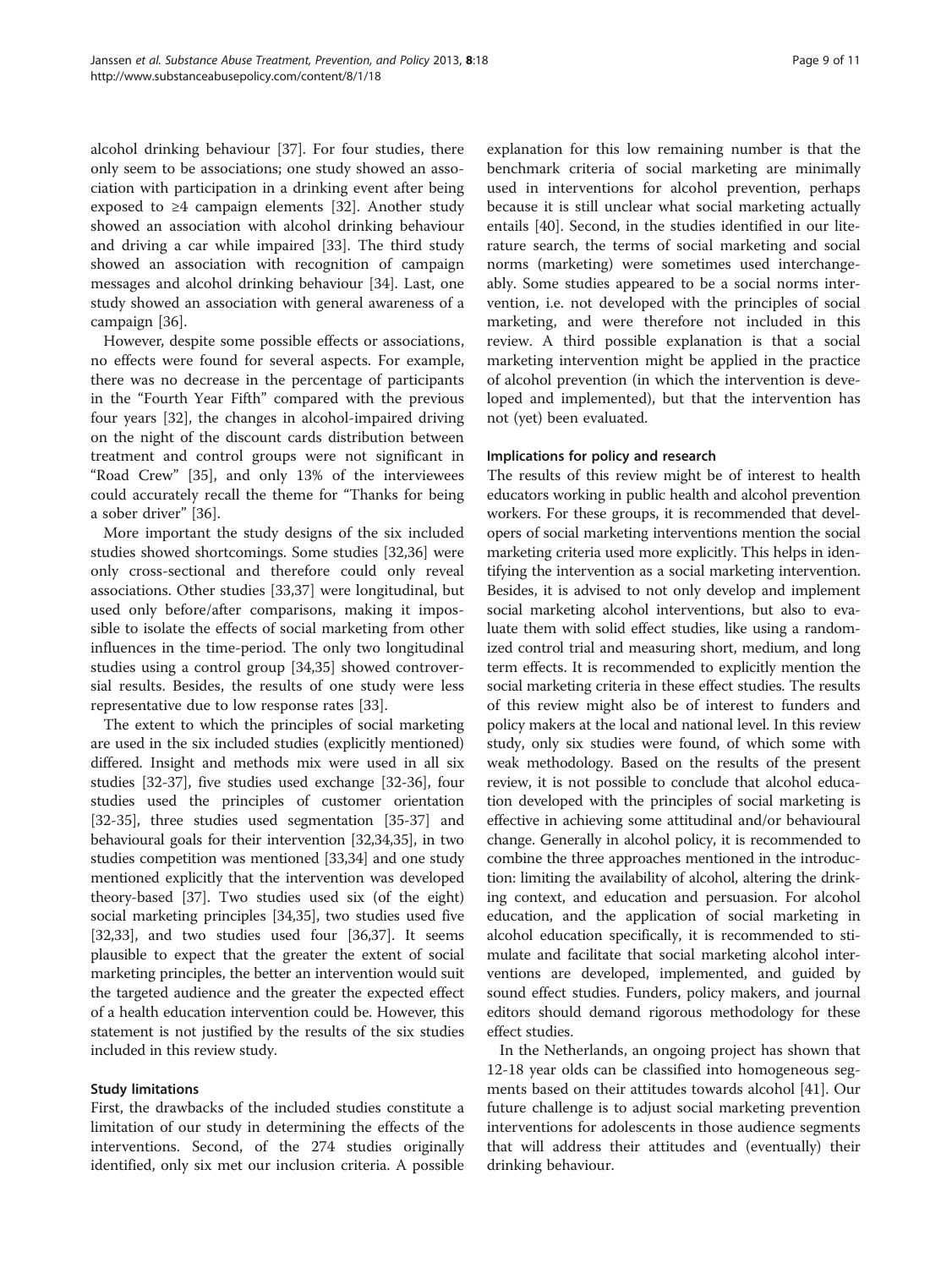alcohol drinking behaviour [37]. For four studies, there only seem to be associations; one study showed an association with participation in a drinking event after being exposed to ≥4 campaign elements [32]. Another study showed an association with alcohol drinking behaviour and driving a car while impaired [33]. The third study showed an association with recognition of campaign messages and alcohol drinking behaviour [34]. Last, one study showed an association with general awareness of a campaign [36].

However, despite some possible effects or associations, no effects were found for several aspects. For example, there was no decrease in the percentage of participants in the "Fourth Year Fifth" compared with the previous four years [32], the changes in alcohol-impaired driving on the night of the discount cards distribution between treatment and control groups were not significant in "Road Crew" [35], and only 13% of the interviewees could accurately recall the theme for "Thanks for being a sober driver" [36].

More important the study designs of the six included studies showed shortcomings. Some studies [32,36] were only cross-sectional and therefore could only reveal associations. Other studies [33,37] were longitudinal, but used only before/after comparisons, making it impossible to isolate the effects of social marketing from other influences in the time-period. The only two longitudinal studies using a control group [34,35] showed controversial results. Besides, the results of one study were less representative due to low response rates [33].

The extent to which the principles of social marketing are used in the six included studies (explicitly mentioned) differed. Insight and methods mix were used in all six studies [32-37], five studies used exchange [32-36], four studies used the principles of customer orientation [32-35], three studies used segmentation [35-37] and behavioural goals for their intervention [32,34,35], in two studies competition was mentioned [33,34] and one study mentioned explicitly that the intervention was developed theory-based [37]. Two studies used six (of the eight) social marketing principles [34,35], two studies used five [32,33], and two studies used four [36,37]. It seems plausible to expect that the greater the extent of social marketing principles, the better an intervention would suit the targeted audience and the greater the expected effect of a health education intervention could be. However, this statement is not justified by the results of the six studies included in this review study.

### Study limitations

First, the drawbacks of the included studies constitute a limitation of our study in determining the effects of the interventions. Second, of the 274 studies originally identified, only six met our inclusion criteria. A possible explanation for this low remaining number is that the benchmark criteria of social marketing are minimally used in interventions for alcohol prevention, perhaps because it is still unclear what social marketing actually entails [40]. Second, in the studies identified in our literature search, the terms of social marketing and social norms (marketing) were sometimes used interchangeably. Some studies appeared to be a social norms intervention, i.e. not developed with the principles of social marketing, and were therefore not included in this review. A third possible explanation is that a social marketing intervention might be applied in the practice of alcohol prevention (in which the intervention is developed and implemented), but that the intervention has not (yet) been evaluated.

### Implications for policy and research

The results of this review might be of interest to health educators working in public health and alcohol prevention workers. For these groups, it is recommended that developers of social marketing interventions mention the social marketing criteria used more explicitly. This helps in identifying the intervention as a social marketing intervention. Besides, it is advised to not only develop and implement social marketing alcohol interventions, but also to evaluate them with solid effect studies, like using a randomized control trial and measuring short, medium, and long term effects. It is recommended to explicitly mention the social marketing criteria in these effect studies. The results of this review might also be of interest to funders and policy makers at the local and national level. In this review study, only six studies were found, of which some with weak methodology. Based on the results of the present review, it is not possible to conclude that alcohol education developed with the principles of social marketing is effective in achieving some attitudinal and/or behavioural change. Generally in alcohol policy, it is recommended to combine the three approaches mentioned in the introduction: limiting the availability of alcohol, altering the drinking context, and education and persuasion. For alcohol education, and the application of social marketing in alcohol education specifically, it is recommended to stimulate and facilitate that social marketing alcohol interventions are developed, implemented, and guided by sound effect studies. Funders, policy makers, and journal editors should demand rigorous methodology for these effect studies.

In the Netherlands, an ongoing project has shown that 12-18 year olds can be classified into homogeneous segments based on their attitudes towards alcohol [41]. Our future challenge is to adjust social marketing prevention interventions for adolescents in those audience segments that will address their attitudes and (eventually) their drinking behaviour.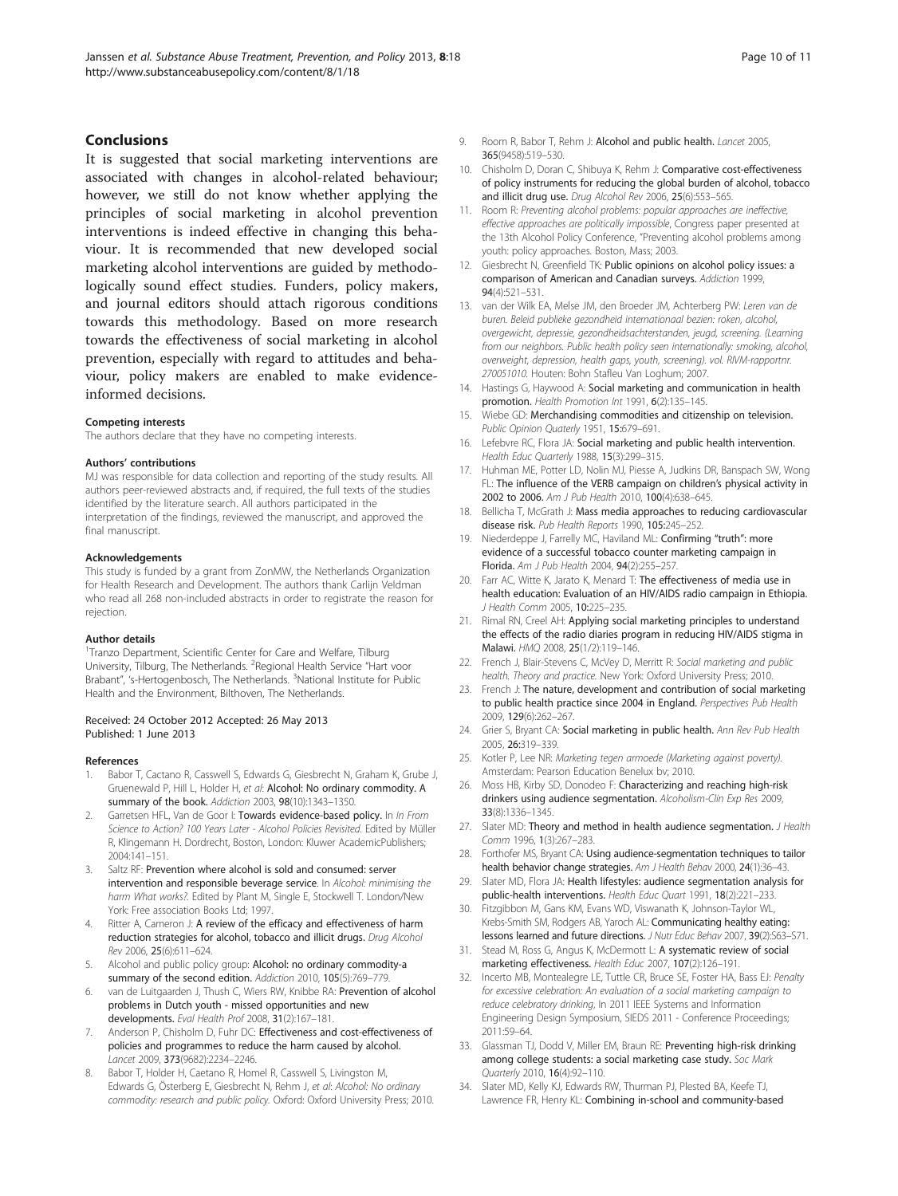## Conclusions

It is suggested that social marketing interventions are associated with changes in alcohol-related behaviour; however, we still do not know whether applying the principles of social marketing in alcohol prevention interventions is indeed effective in changing this behaviour. It is recommended that new developed social marketing alcohol interventions are guided by methodologically sound effect studies. Funders, policy makers, and journal editors should attach rigorous conditions towards this methodology. Based on more research towards the effectiveness of social marketing in alcohol prevention, especially with regard to attitudes and behaviour, policy makers are enabled to make evidence-informed decisions.

#### Competing interests

The authors declare that they have no competing interests.

#### Authors' contributions

MJ was responsible for data collection and reporting of the study results. All authors peer-reviewed abstracts and, if required, the full texts of the studies identified by the literature search. All authors participated in the interpretation of the findings, reviewed the manuscript, and approved the final manuscript.

#### Acknowledgements

This study is funded by a grant from ZonMW, the Netherlands Organization for Health Research and Development. The authors thank Carlijn Veldman who read all 268 non-included abstracts in order to registrate the reason for rejection.

#### Author details

[1]Tranzo Department, Scientific Center for Care and Welfare, Tilburg University, Tilburg, The Netherlands. [2]Regional Health Service "Hart voor Brabant", 's-Hertogenbosch, The Netherlands. [3]National Institute for Public Health and the Environment, Bilthoven, The Netherlands.

Received: 24 October 2012 Accepted: 26 May 2013
Published: 1 June 2013

#### References

1. Babor T, Cactano R, Casswell S, Edwards G, Giesbrecht N, Graham K, Grube J, Gruenewald P, Hill L, Holder H, *et al*: **Alcohol: No ordinary commodity. A summary of the book.** *Addiction* 2003, **98**(10):1343–1350.
2. Garretsen HFL, Van de Goor I: **Towards evidence-based policy.** In *In From Science to Action? 100 Years Later - Alcohol Policies Revisited*. Edited by Müller R, Klingemann H. Dordrecht, Boston, London: Kluwer AcademicPublishers; 2004:141–151.
3. Saltz RF: **Prevention where alcohol is sold and consumed: server intervention and responsible beverage service.** In *Alcohol: minimising the harm What works?*. Edited by Plant M, Single E, Stockwell T. London/New York: Free association Books Ltd; 1997.
4. Ritter A, Cameron J: **A review of the efficacy and effectiveness of harm reduction strategies for alcohol, tobacco and illicit drugs.** *Drug Alcohol Rev* 2006, **25**(6):611–624.
5. Alcohol and public policy group: **Alcohol: no ordinary commodity-a summary of the second edition.** *Addiction* 2010, **105**(5):769–779.
6. van de Luitgaarden J, Thush C, Wiers RW, Knibbe RA: **Prevention of alcohol problems in Dutch youth - missed opportunities and new developments.** *Eval Health Prof* 2008, **31**(2):167–181.
7. Anderson P, Chisholm D, Fuhr DC: **Effectiveness and cost-effectiveness of policies and programmes to reduce the harm caused by alcohol.** *Lancet* 2009, **373**(9682):2234–2246.
8. Babor T, Holder H, Caetano R, Homel R, Casswell S, Livingston M, Edwards G, Österberg E, Giesbrecht N, Rehm J, *et al*: *Alcohol: No ordinary commodity: research and public policy*. Oxford: Oxford University Press; 2010.
9. Room R, Babor T, Rehm J: **Alcohol and public health.** *Lancet* 2005, **365**(9458):519–530.
10. Chisholm D, Doran C, Shibuya K, Rehm J: **Comparative cost-effectiveness of policy instruments for reducing the global burden of alcohol, tobacco and illicit drug use.** *Drug Alcohol Rev* 2006, **25**(6):553–565.
11. Room R: *Preventing alcohol problems: popular approaches are ineffective, effective approaches are politically impossible*, Congress paper presented at the 13th Alcohol Policy Conference, "Preventing alcohol problems among youth: policy approaches. Boston, Mass; 2003.
12. Giesbrecht N, Greenfield TK: **Public opinions on alcohol policy issues: a comparison of American and Canadian surveys.** *Addiction* 1999, **94**(4):521–531.
13. van der Wilk EA, Melse JM, den Broeder JM, Achterberg PW: *Leren van de buren. Beleid publieke gezondheid internationaal bezien: roken, alcohol, overgewicht, depressie, gezondheidsachterstanden, jeugd, screening. (Learning from our neighbors. Public health policy seen internationally: smoking, alcohol, overweight, depression, health gaps, youth, screening). vol. RIVM-rapportnr. 270051010.* Houten: Bohn Stafleu Van Loghum; 2007.
14. Hastings G, Haywood A: **Social marketing and communication in health promotion.** *Health Promotion Int* 1991, **6**(2):135–145.
15. Wiebe GD: **Merchandising commodities and citizenship on television.** *Public Opinion Quaterly* 1951, **15**:679–691.
16. Lefebvre RC, Flora JA: **Social marketing and public health intervention.** *Health Educ Quarterly* 1988, **15**(3):299–315.
17. Huhman ME, Potter LD, Nolin MJ, Piesse A, Judkins DR, Banspach SW, Wong FL: **The influence of the VERB campaign on children's physical activity in 2002 to 2006.** *Am J Pub Health* 2010, **100**(4):638–645.
18. Bellicha T, McGrath J: **Mass media approaches to reducing cardiovascular disease risk.** *Pub Health Reports* 1990, **105**:245–252.
19. Niederdeppe J, Farrelly MC, Haviland ML: **Confirming "truth": more evidence of a successful tobacco counter marketing campaign in Florida.** *Am J Pub Health* 2004, **94**(2):255–257.
20. Farr AC, Witte K, Jarato K, Menard T: **The effectiveness of media use in health education: Evaluation of an HIV/AIDS radio campaign in Ethiopia.** *J Health Comm* 2005, **10**:225–235.
21. Rimal RN, Creel AH: **Applying social marketing principles to understand the effects of the radio diaries program in reducing HIV/AIDS stigma in Malawi.** *HMQ* 2008, **25**(1/2):119–146.
22. French J, Blair-Stevens C, McVey D, Merritt R: *Social marketing and public health. Theory and practice*. New York: Oxford University Press; 2010.
23. French J: **The nature, development and contribution of social marketing to public health practice since 2004 in England.** *Perspectives Pub Health* 2009, **129**(6):262–267.
24. Grier S, Bryant CA: **Social marketing in public health.** *Ann Rev Pub Health* 2005, **26**:319–339.
25. Kotler P, Lee NR: *Marketing tegen armoede (Marketing against poverty)*. Amsterdam: Pearson Education Benelux bv; 2010.
26. Moss HB, Kirby SD, Donodeo F: **Characterizing and reaching high-risk drinkers using audience segmentation.** *Alcoholism-Clin Exp Res* 2009, **33**(8):1336–1345.
27. Slater MD: **Theory and method in health audience segmentation.** *J Health Comm* 1996, **1**(3):267–283.
28. Forthofer MS, Bryant CA: **Using audience-segmentation techniques to tailor health behavior change strategies.** *Am J Health Behav* 2000, **24**(1):36–43.
29. Slater MD, Flora JA: **Health lifestyles: audience segmentation analysis for public-health interventions.** *Health Educ Quart* 1991, **18**(2):221–233.
30. Fitzgibbon M, Gans KM, Evans WD, Viswanath K, Johnson-Taylor WL, Krebs-Smith SM, Rodgers AB, Yaroch AL: **Communicating healthy eating: lessons learned and future directions.** *J Nutr Educ Behav* 2007, **39**(2):S63–S71.
31. Stead M, Ross G, Angus K, McDermott L: **A systematic review of social marketing effectiveness.** *Health Educ* 2007, **107**(2):126–191.
32. Incerto MB, Montealegre LE, Tuttle CR, Bruce SE, Foster HA, Bass EJ: *Penalty for excessive celebration: An evaluation of a social marketing campaign to reduce celebratory drinking*, In 2011 IEEE Systems and Information Engineering Design Symposium, SIEDS 2011 - Conference Proceedings; 2011:59–64.
33. Glassman TJ, Dodd V, Miller EM, Braun RE: **Preventing high-risk drinking among college students: a social marketing case study.** *Soc Mark Quarterly* 2010, **16**(4):92–110.
34. Slater MD, Kelly KJ, Edwards RW, Thurman PJ, Plested BA, Keefe TJ, Lawrence FR, Henry KL: **Combining in-school and community-based**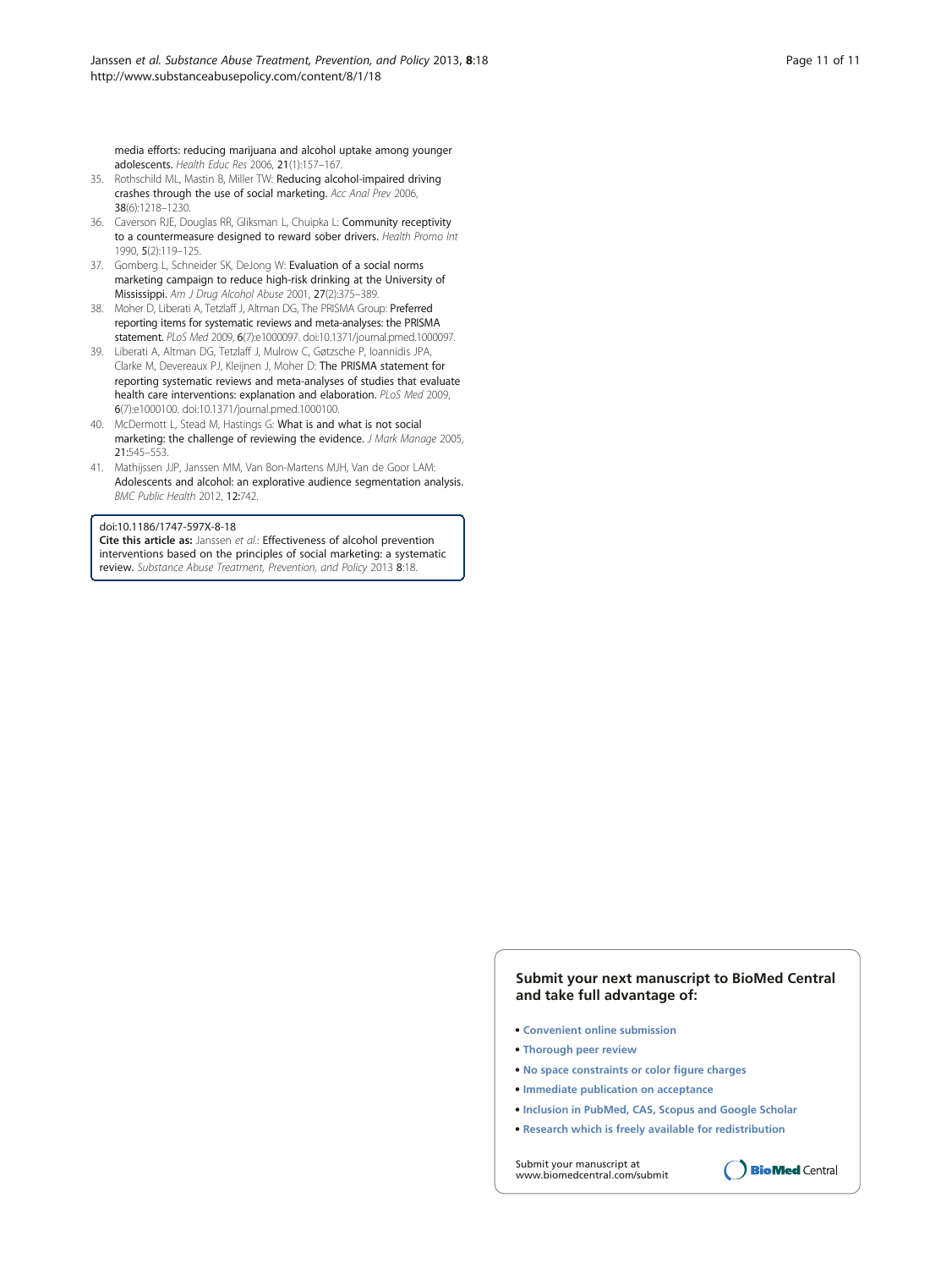media efforts: reducing marijuana and alcohol uptake among younger adolescents. *Health Educ Res* 2006, **21**(1):157–167.

35. Rothschild ML, Mastin B, Miller TW: **Reducing alcohol-impaired driving crashes through the use of social marketing.** *Acc Anal Prev* 2006, **38**(6):1218–1230.
36. Caverson RJE, Douglas RR, Gliksman L, Chuipka L: **Community receptivity to a countermeasure designed to reward sober drivers.** *Health Promo Int* 1990, **5**(2):119–125.
37. Gomberg L, Schneider SK, DeJong W: **Evaluation of a social norms marketing campaign to reduce high-risk drinking at the University of Mississippi.** *Am J Drug Alcohol Abuse* 2001, **27**(2):375–389.
38. Moher D, Liberati A, Tetzlaff J, Altman DG, The PRISMA Group: **Preferred reporting items for systematic reviews and meta-analyses: the PRISMA statement.** *PLoS Med* 2009, **6**(7):e1000097. doi:10.1371/journal.pmed.1000097.
39. Liberati A, Altman DG, Tetzlaff J, Mulrow C, Gøtzsche P, Ioannidis JPA, Clarke M, Devereaux PJ, Kleijnen J, Moher D: **The PRISMA statement for reporting systematic reviews and meta-analyses of studies that evaluate health care interventions: explanation and elaboration.** *PLoS Med* 2009, **6**(7):e1000100. doi:10.1371/journal.pmed.1000100.
40. McDermott L, Stead M, Hastings G: **What is and what is not social marketing: the challenge of reviewing the evidence.** *J Mark Manage* 2005, **21**:545–553.
41. Mathijssen JJP, Janssen MM, Van Bon-Martens MJH, Van de Goor LAM: **Adolescents and alcohol: an explorative audience segmentation analysis.** *BMC Public Health* 2012, **12**:742.

doi:10.1186/1747-597X-8-18

**Cite this article as:** Janssen *et al.*: **Effectiveness of alcohol prevention interventions based on the principles of social marketing: a systematic review.** *Substance Abuse Treatment, Prevention, and Policy* 2013 **8**:18.

**Submit your next manuscript to BioMed Central and take full advantage of:**

- **Convenient online submission**
- **Thorough peer review**
- **No space constraints or color figure charges**
- **Immediate publication on acceptance**
- **Inclusion in PubMed, CAS, Scopus and Google Scholar**
- **Research which is freely available for redistribution**

Submit your manuscript at
www.biomedcentral.com/submit

BioMed Central